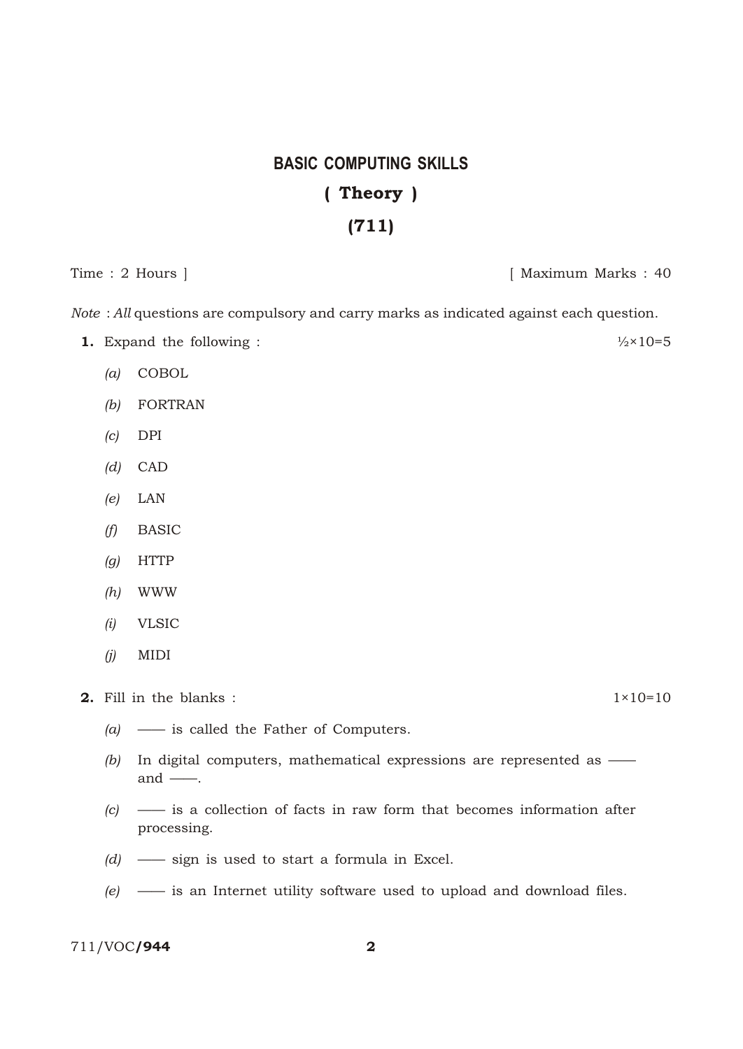# BASIC COMPUTING SKILLS

## ( Theory )

## (711)

Time : 2 Hours ] [ Maximum Marks : 40

*Note* : *All* questions are compulsory and carry marks as indicated against each question.

**1.** Expand the following : ½×10=5

- *(a)* COBOL
- *(b)* FORTRAN
- *(c)* DPI
- *(d)* CAD
- *(e)* LAN
- *(f)* BASIC
- *(g)* HTTP
- *(h)* WWW
- *(i)* VLSIC
- *(j)* MIDI

**2.** Fill in the blanks : 1×10=10

- *(a)* —— is called the Father of Computers.
- *(b)* In digital computers, mathematical expressions are represented as —— and ——.
- *(c)* —— is a collection of facts in raw form that becomes information after processing.
- *(d)* —— sign is used to start a formula in Excel.
- *(e)* —— is an Internet utility software used to upload and download files.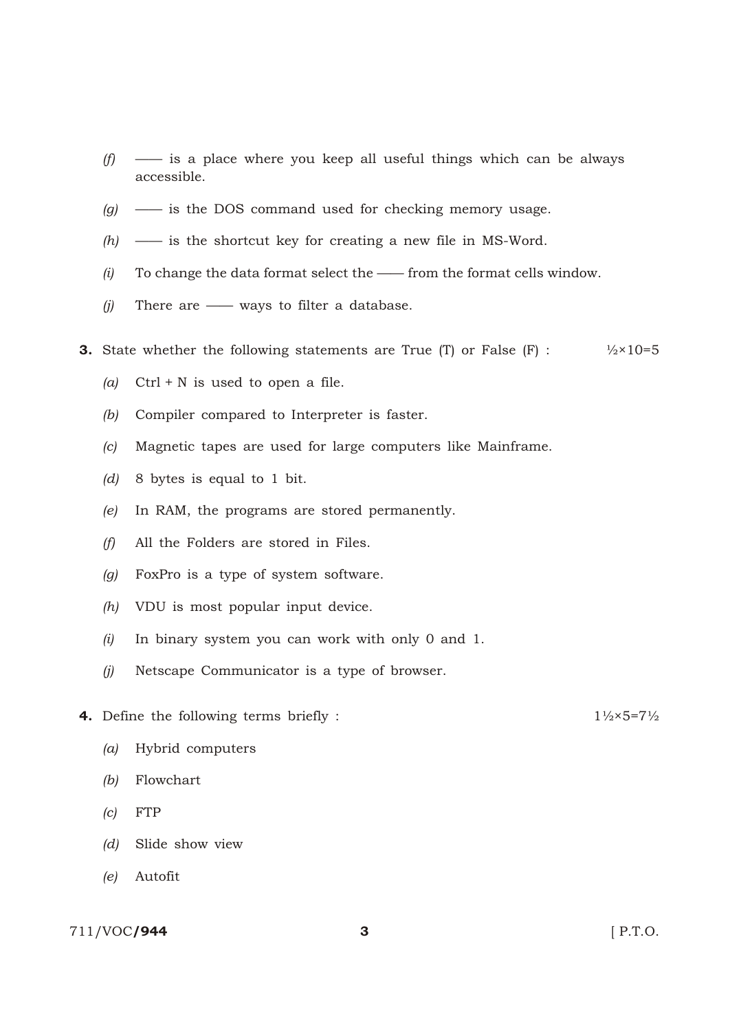*(f)* —— is a place where you keep all useful things which can be always accessible.

*(g)* —— is the DOS command used for checking memory usage.

*(h)* —— is the shortcut key for creating a new file in MS-Word.

*(i)* To change the data format select the —— from the format cells window.

*(j)* There are —— ways to filter a database.

**3.** State whether the following statements are True (T) or False (F) : ½×10=5

*(a)* Ctrl + N is used to open a file.

*(b)* Compiler compared to Interpreter is faster.

*(c)* Magnetic tapes are used for large computers like Mainframe.

*(d)* 8 bytes is equal to 1 bit.

*(e)* In RAM, the programs are stored permanently.

*(f)* All the Folders are stored in Files.

*(g)* FoxPro is a type of system software.

*(h)* VDU is most popular input device.

*(i)* In binary system you can work with only 0 and 1.

*(j)* Netscape Communicator is a type of browser.

**4.** Define the following terms briefly : 1½×5=7½

*(a)* Hybrid computers

*(b)* Flowchart

*(c)* FTP

*(d)* Slide show view

*(e)* Autofit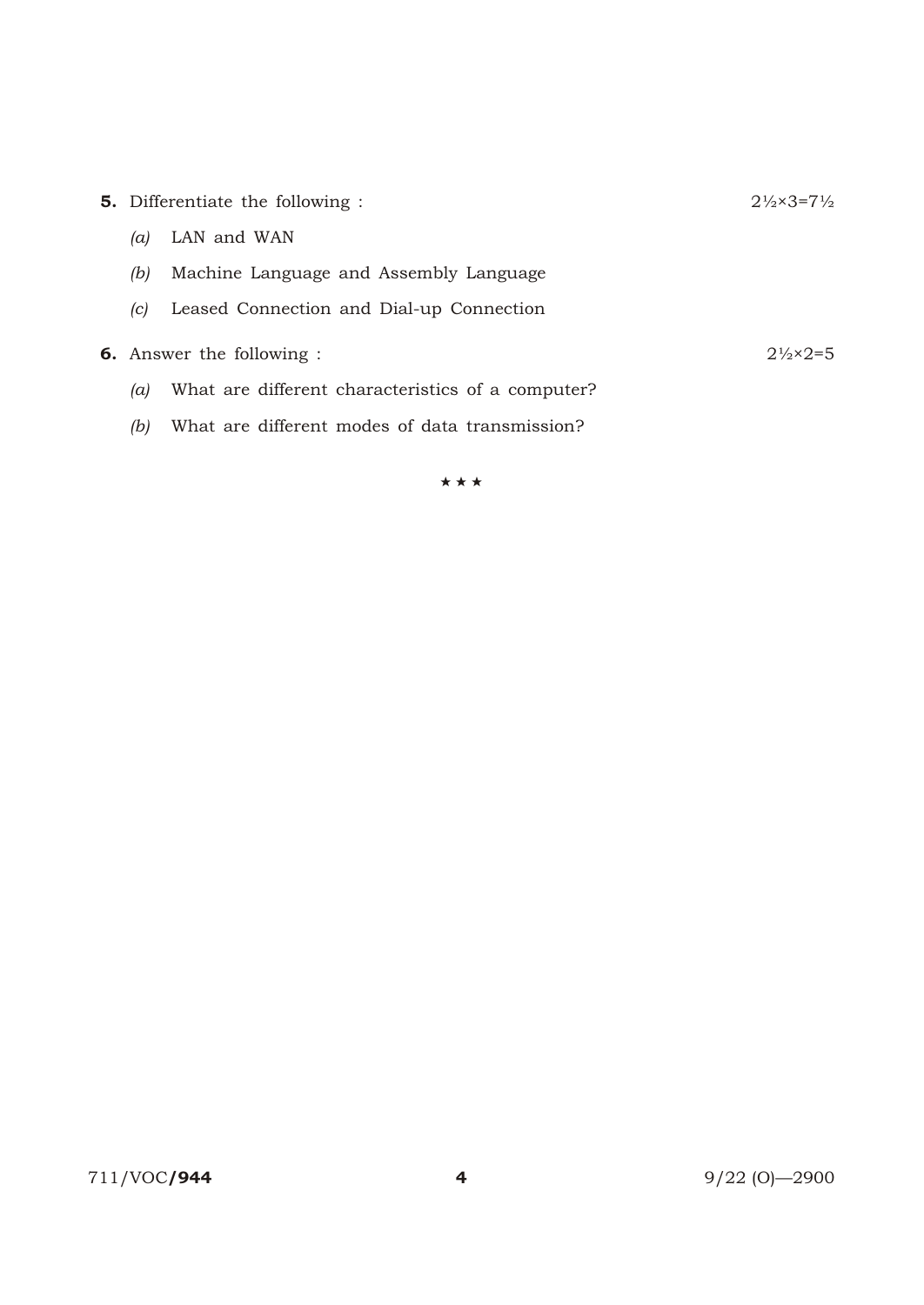**5.** Differentiate the following : $2\frac{1}{2} \times 3 = 7\frac{1}{2}$

*(a)* LAN and WAN

*(b)* Machine Language and Assembly Language

*(c)* Leased Connection and Dial-up Connection

**6.** Answer the following : $2\frac{1}{2} \times 2 = 5$

*(a)* What are different characteristics of a computer?

*(b)* What are different modes of data transmission?

★ ★ ★